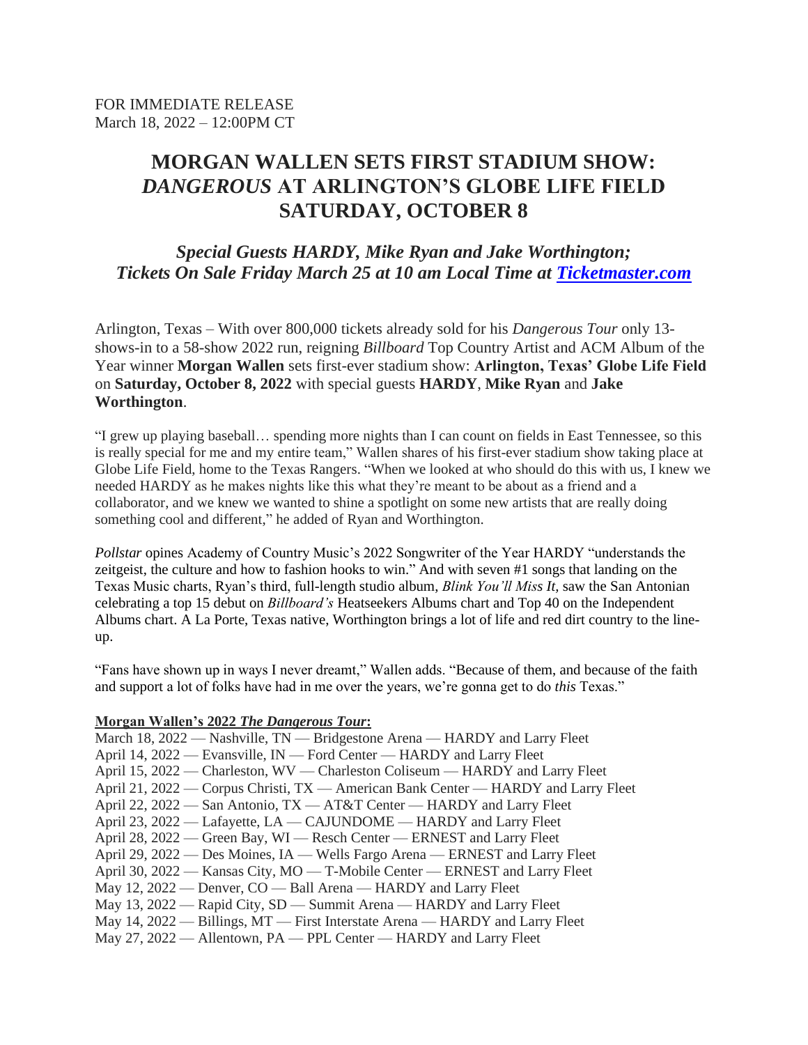FOR IMMEDIATE RELEASE
March 18, 2022 – 12:00PM CT

# MORGAN WALLEN SETS FIRST STADIUM SHOW: *DANGEROUS* AT ARLINGTON'S GLOBE LIFE FIELD SATURDAY, OCTOBER 8

### *Special Guests HARDY, Mike Ryan and Jake Worthington; Tickets On Sale Friday March 25 at 10 am Local Time at [Ticketmaster.com](Ticketmaster.com)*

Arlington, Texas – With over 800,000 tickets already sold for his *Dangerous Tour* only 13-shows-in to a 58-show 2022 run, reigning *Billboard* Top Country Artist and ACM Album of the Year winner **Morgan Wallen** sets first-ever stadium show: **Arlington, Texas' Globe Life Field** on **Saturday, October 8, 2022** with special guests **HARDY**, **Mike Ryan** and **Jake Worthington**.

"I grew up playing baseball… spending more nights than I can count on fields in East Tennessee, so this is really special for me and my entire team," Wallen shares of his first-ever stadium show taking place at Globe Life Field, home to the Texas Rangers. "When we looked at who should do this with us, I knew we needed HARDY as he makes nights like this what they're meant to be about as a friend and a collaborator, and we knew we wanted to shine a spotlight on some new artists that are really doing something cool and different," he added of Ryan and Worthington.

*Pollstar* opines Academy of Country Music's 2022 Songwriter of the Year HARDY "understands the zeitgeist, the culture and how to fashion hooks to win." And with seven #1 songs that landing on the Texas Music charts, Ryan's third, full-length studio album, *Blink You'll Miss It,* saw the San Antonian celebrating a top 15 debut on *Billboard's* Heatseekers Albums chart and Top 40 on the Independent Albums chart. A La Porte, Texas native, Worthington brings a lot of life and red dirt country to the line-up.

"Fans have shown up in ways I never dreamt," Wallen adds. "Because of them, and because of the faith and support a lot of folks have had in me over the years, we're gonna get to do *this* Texas."

**Morgan Wallen's 2022 *The Dangerous Tour*:**

March 18, 2022 — Nashville, TN — Bridgestone Arena — HARDY and Larry Fleet
April 14, 2022 — Evansville, IN — Ford Center — HARDY and Larry Fleet
April 15, 2022 — Charleston, WV — Charleston Coliseum — HARDY and Larry Fleet
April 21, 2022 — Corpus Christi, TX — American Bank Center — HARDY and Larry Fleet
April 22, 2022 — San Antonio, TX — AT&T Center — HARDY and Larry Fleet
April 23, 2022 — Lafayette, LA — CAJUNDOME — HARDY and Larry Fleet
April 28, 2022 — Green Bay, WI — Resch Center — ERNEST and Larry Fleet
April 29, 2022 — Des Moines, IA — Wells Fargo Arena — ERNEST and Larry Fleet
April 30, 2022 — Kansas City, MO — T-Mobile Center — ERNEST and Larry Fleet
May 12, 2022 — Denver, CO — Ball Arena — HARDY and Larry Fleet
May 13, 2022 — Rapid City, SD — Summit Arena — HARDY and Larry Fleet
May 14, 2022 — Billings, MT — First Interstate Arena — HARDY and Larry Fleet
May 27, 2022 — Allentown, PA — PPL Center — HARDY and Larry Fleet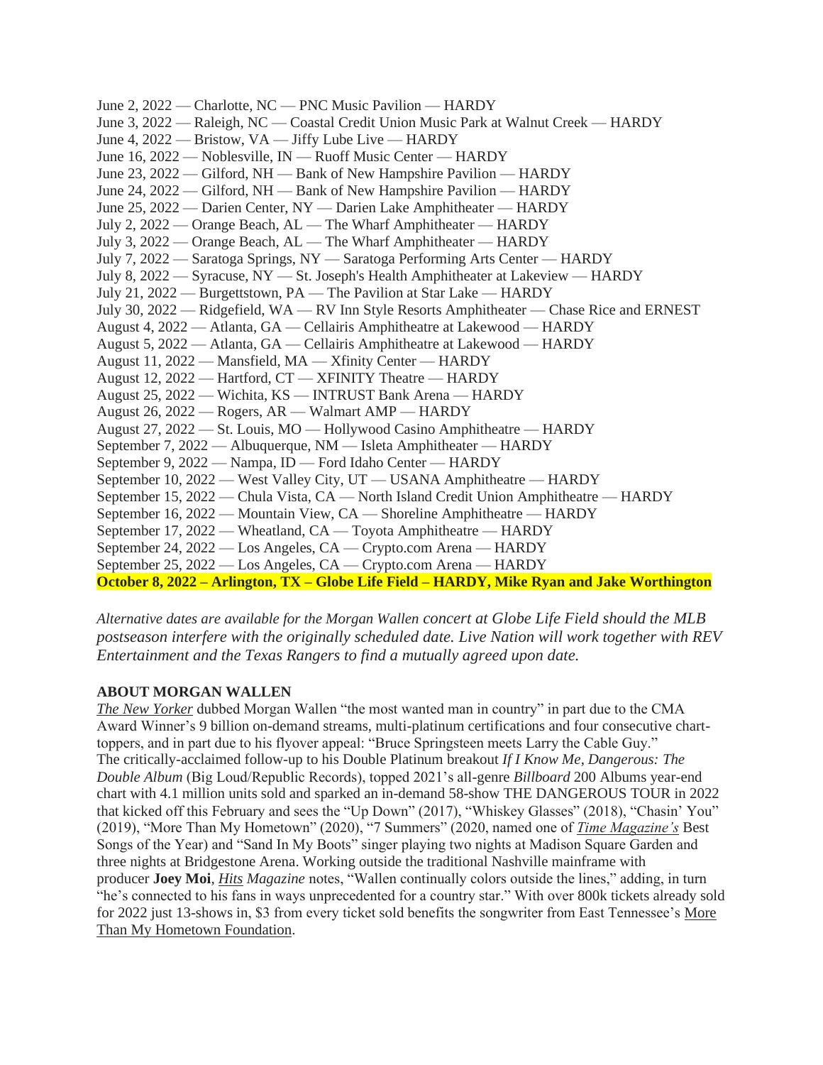June 2, 2022 — Charlotte, NC — PNC Music Pavilion — HARDY
June 3, 2022 — Raleigh, NC — Coastal Credit Union Music Park at Walnut Creek — HARDY
June 4, 2022 — Bristow, VA — Jiffy Lube Live — HARDY
June 16, 2022 — Noblesville, IN — Ruoff Music Center — HARDY
June 23, 2022 — Gilford, NH — Bank of New Hampshire Pavilion — HARDY
June 24, 2022 — Gilford, NH — Bank of New Hampshire Pavilion — HARDY
June 25, 2022 — Darien Center, NY — Darien Lake Amphitheater — HARDY
July 2, 2022 — Orange Beach, AL — The Wharf Amphitheater — HARDY
July 3, 2022 — Orange Beach, AL — The Wharf Amphitheater — HARDY
July 7, 2022 — Saratoga Springs, NY — Saratoga Performing Arts Center — HARDY
July 8, 2022 — Syracuse, NY — St. Joseph's Health Amphitheater at Lakeview — HARDY
July 21, 2022 — Burgettstown, PA — The Pavilion at Star Lake — HARDY
July 30, 2022 — Ridgefield, WA — RV Inn Style Resorts Amphitheater — Chase Rice and ERNEST
August 4, 2022 — Atlanta, GA — Cellairis Amphitheatre at Lakewood — HARDY
August 5, 2022 — Atlanta, GA — Cellairis Amphitheatre at Lakewood — HARDY
August 11, 2022 — Mansfield, MA — Xfinity Center — HARDY
August 12, 2022 — Hartford, CT — XFINITY Theatre — HARDY
August 25, 2022 — Wichita, KS — INTRUST Bank Arena — HARDY
August 26, 2022 — Rogers, AR — Walmart AMP — HARDY
August 27, 2022 — St. Louis, MO — Hollywood Casino Amphitheatre — HARDY
September 7, 2022 — Albuquerque, NM — Isleta Amphitheater — HARDY
September 9, 2022 — Nampa, ID — Ford Idaho Center — HARDY
September 10, 2022 — West Valley City, UT — USANA Amphitheatre — HARDY
September 15, 2022 — Chula Vista, CA — North Island Credit Union Amphitheatre — HARDY
September 16, 2022 — Mountain View, CA — Shoreline Amphitheatre — HARDY
September 17, 2022 — Wheatland, CA — Toyota Amphitheatre — HARDY
September 24, 2022 — Los Angeles, CA — Crypto.com Arena — HARDY
September 25, 2022 — Los Angeles, CA — Crypto.com Arena — HARDY
**October 8, 2022 – Arlington, TX – Globe Life Field – HARDY, Mike Ryan and Jake Worthington**

*Alternative dates are available for the Morgan Wallen concert at Globe Life Field should the MLB postseason interfere with the originally scheduled date. Live Nation will work together with REV Entertainment and the Texas Rangers to find a mutually agreed upon date.*

**ABOUT MORGAN WALLEN**

*The New Yorker* dubbed Morgan Wallen "the most wanted man in country" in part due to the CMA Award Winner's 9 billion on-demand streams, multi-platinum certifications and four consecutive chart-toppers, and in part due to his flyover appeal: "Bruce Springsteen meets Larry the Cable Guy." The critically-acclaimed follow-up to his Double Platinum breakout *If I Know Me*, *Dangerous: The Double Album* (Big Loud/Republic Records), topped 2021's all-genre *Billboard* 200 Albums year-end chart with 4.1 million units sold and sparked an in-demand 58-show THE DANGEROUS TOUR in 2022 that kicked off this February and sees the "Up Down" (2017), "Whiskey Glasses" (2018), "Chasin' You" (2019), "More Than My Hometown" (2020), "7 Summers" (2020, named one of *Time Magazine's* Best Songs of the Year) and "Sand In My Boots" singer playing two nights at Madison Square Garden and three nights at Bridgestone Arena. Working outside the traditional Nashville mainframe with producer **Joey Moi**, *Hits Magazine* notes, "Wallen continually colors outside the lines," adding, in turn "he's connected to his fans in ways unprecedented for a country star." With over 800k tickets already sold for 2022 just 13-shows in, $3 from every ticket sold benefits the songwriter from East Tennessee's More Than My Hometown Foundation.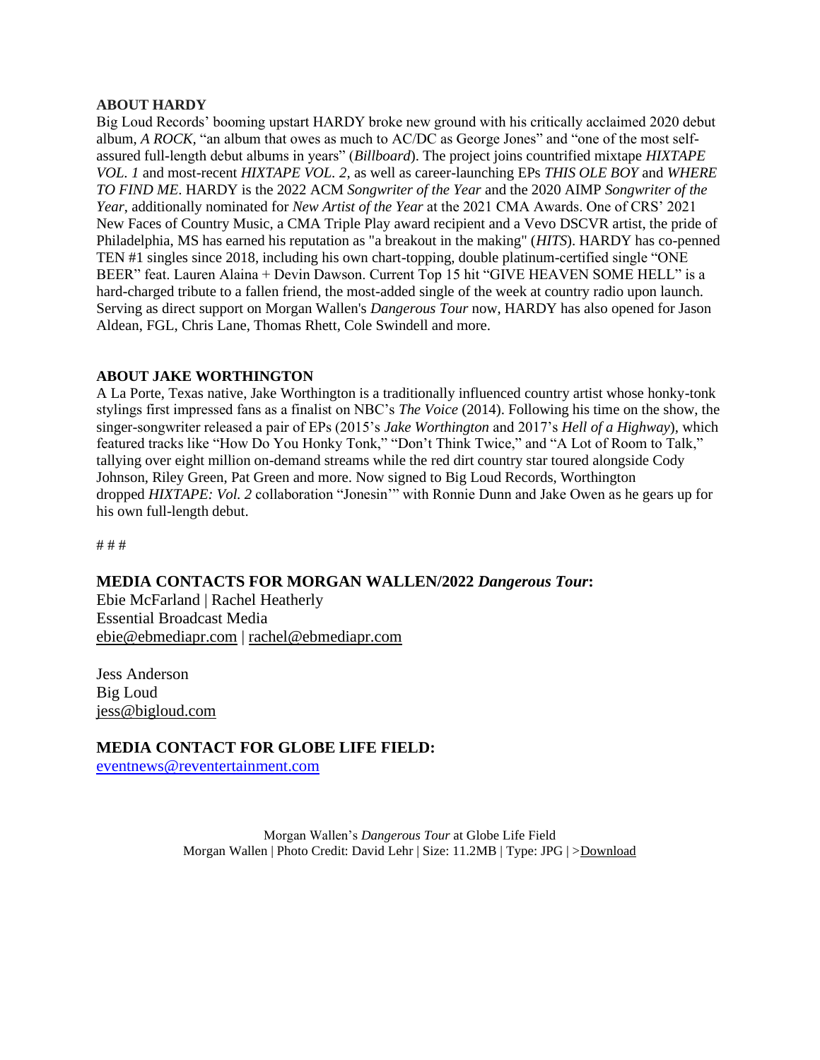**ABOUT HARDY**

Big Loud Records' booming upstart HARDY broke new ground with his critically acclaimed 2020 debut album, *A ROCK,* "an album that owes as much to AC/DC as George Jones" and "one of the most self-assured full-length debut albums in years" (*Billboard*). The project joins countrified mixtape *HIXTAPE VOL. 1* and most-recent *HIXTAPE VOL. 2,* as well as career-launching EPs *THIS OLE BOY* and *WHERE TO FIND ME*. HARDY is the 2022 ACM *Songwriter of the Year* and the 2020 AIMP *Songwriter of the Year,* additionally nominated for *New Artist of the Year* at the 2021 CMA Awards. One of CRS' 2021 New Faces of Country Music, a CMA Triple Play award recipient and a Vevo DSCVR artist, the pride of Philadelphia, MS has earned his reputation as "a breakout in the making" (*HITS*). HARDY has co-penned TEN #1 singles since 2018, including his own chart-topping, double platinum-certified single "ONE BEER" feat. Lauren Alaina + Devin Dawson. Current Top 15 hit "GIVE HEAVEN SOME HELL" is a hard-charged tribute to a fallen friend, the most-added single of the week at country radio upon launch. Serving as direct support on Morgan Wallen's *Dangerous Tour* now, HARDY has also opened for Jason Aldean, FGL, Chris Lane, Thomas Rhett, Cole Swindell and more.

**ABOUT JAKE WORTHINGTON**

A La Porte, Texas native, Jake Worthington is a traditionally influenced country artist whose honky-tonk stylings first impressed fans as a finalist on NBC's *The Voice* (2014). Following his time on the show, the singer-songwriter released a pair of EPs (2015's *Jake Worthington* and 2017's *Hell of a Highway*), which featured tracks like "How Do You Honky Tonk," "Don't Think Twice," and "A Lot of Room to Talk," tallying over eight million on-demand streams while the red dirt country star toured alongside Cody Johnson, Riley Green, Pat Green and more. Now signed to Big Loud Records, Worthington dropped *HIXTAPE: Vol. 2* collaboration "Jonesin'" with Ronnie Dunn and Jake Owen as he gears up for his own full-length debut.

# # #

**MEDIA CONTACTS FOR MORGAN WALLEN/2022 *Dangerous Tour*:**

Ebie McFarland | Rachel Heatherly
Essential Broadcast Media
ebie@ebmediapr.com | rachel@ebmediapr.com

Jess Anderson
Big Loud
jess@bigloud.com

**MEDIA CONTACT FOR GLOBE LIFE FIELD:**

eventnews@reventertainment.com

Morgan Wallen's *Dangerous Tour* at Globe Life Field
Morgan Wallen | Photo Credit: David Lehr | Size: 11.2MB | Type: JPG | >Download